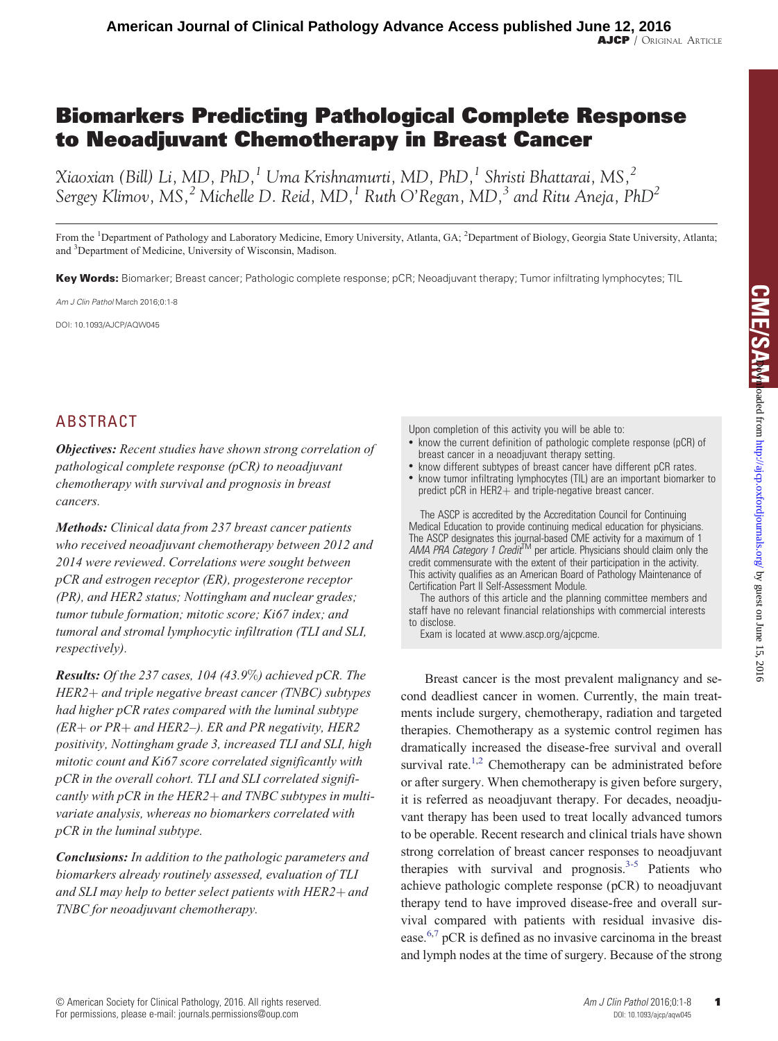# Biomarkers Predicting Pathological Complete Response to Neoadjuvant Chemotherapy in Breast Cancer

*Xiaoxian (Bill) Li, MD, PhD,[1] Uma Krishnamurti, MD, PhD,[1] Shristi Bhattarai, MS,[2] Sergey Klimov, MS,[2] Michelle D. Reid, MD,[1] Ruth O'Regan, MD,[3] and Ritu Aneja, PhD[2]*

From the [1]Department of Pathology and Laboratory Medicine, Emory University, Atlanta, GA; [2]Department of Biology, Georgia State University, Atlanta; and [3]Department of Medicine, University of Wisconsin, Madison.

**Key Words:** Biomarker; Breast cancer; Pathologic complete response; pCR; Neoadjuvant therapy; Tumor infiltrating lymphocytes; TIL

*Am J Clin Pathol* March 2016;0:1-8

DOI: 10.1093/AJCP/AQW045

## ABSTRACT

***Objectives:*** *Recent studies have shown strong correlation of pathological complete response (pCR) to neoadjuvant chemotherapy with survival and prognosis in breast cancers.*

***Methods:*** *Clinical data from 237 breast cancer patients who received neoadjuvant chemotherapy between 2012 and 2014 were reviewed. Correlations were sought between pCR and estrogen receptor (ER), progesterone receptor (PR), and HER2 status; Nottingham and nuclear grades; tumor tubule formation; mitotic score; Ki67 index; and tumoral and stromal lymphocytic infiltration (TLI and SLI, respectively).*

***Results:*** *Of the 237 cases, 104 (43.9%) achieved pCR. The HER2+ and triple negative breast cancer (TNBC) subtypes had higher pCR rates compared with the luminal subtype (ER+ or PR+ and HER2–). ER and PR negativity, HER2 positivity, Nottingham grade 3, increased TLI and SLI, high mitotic count and Ki67 score correlated significantly with pCR in the overall cohort. TLI and SLI correlated significantly with pCR in the HER2+ and TNBC subtypes in multivariate analysis, whereas no biomarkers correlated with pCR in the luminal subtype.*

***Conclusions:*** *In addition to the pathologic parameters and biomarkers already routinely assessed, evaluation of TLI and SLI may help to better select patients with HER2+ and TNBC for neoadjuvant chemotherapy.*

Upon completion of this activity you will be able to:

- know the current definition of pathologic complete response (pCR) of breast cancer in a neoadjuvant therapy setting.
- know different subtypes of breast cancer have different pCR rates.
- know tumor infiltrating lymphocytes (TIL) are an important biomarker to predict pCR in HER2+ and triple-negative breast cancer.

The ASCP is accredited by the Accreditation Council for Continuing Medical Education to provide continuing medical education for physicians. The ASCP designates this journal-based CME activity for a maximum of 1 *AMA PRA Category 1 Credit*™ per article. Physicians should claim only the credit commensurate with the extent of their participation in the activity. This activity qualifies as an American Board of Pathology Maintenance of Certification Part II Self-Assessment Module.

The authors of this article and the planning committee members and staff have no relevant financial relationships with commercial interests to disclose.

Exam is located at www.ascp.org/ajcpcme.

Breast cancer is the most prevalent malignancy and second deadliest cancer in women. Currently, the main treatments include surgery, chemotherapy, radiation and targeted therapies. Chemotherapy as a systemic control regimen has dramatically increased the disease-free survival and overall survival rate.[1,2] Chemotherapy can be administrated before or after surgery. When chemotherapy is given before surgery, it is referred as neoadjuvant therapy. For decades, neoadjuvant therapy has been used to treat locally advanced tumors to be operable. Recent research and clinical trials have shown strong correlation of breast cancer responses to neoadjuvant therapies with survival and prognosis.[3-5] Patients who achieve pathologic complete response (pCR) to neoadjuvant therapy tend to have improved disease-free and overall survival compared with patients with residual invasive disease.[6,7] pCR is defined as no invasive carcinoma in the breast and lymph nodes at the time of surgery. Because of the strong

© American Society for Clinical Pathology, 2016. All rights reserved.
For permissions, please e-mail: journals.permissions@oup.com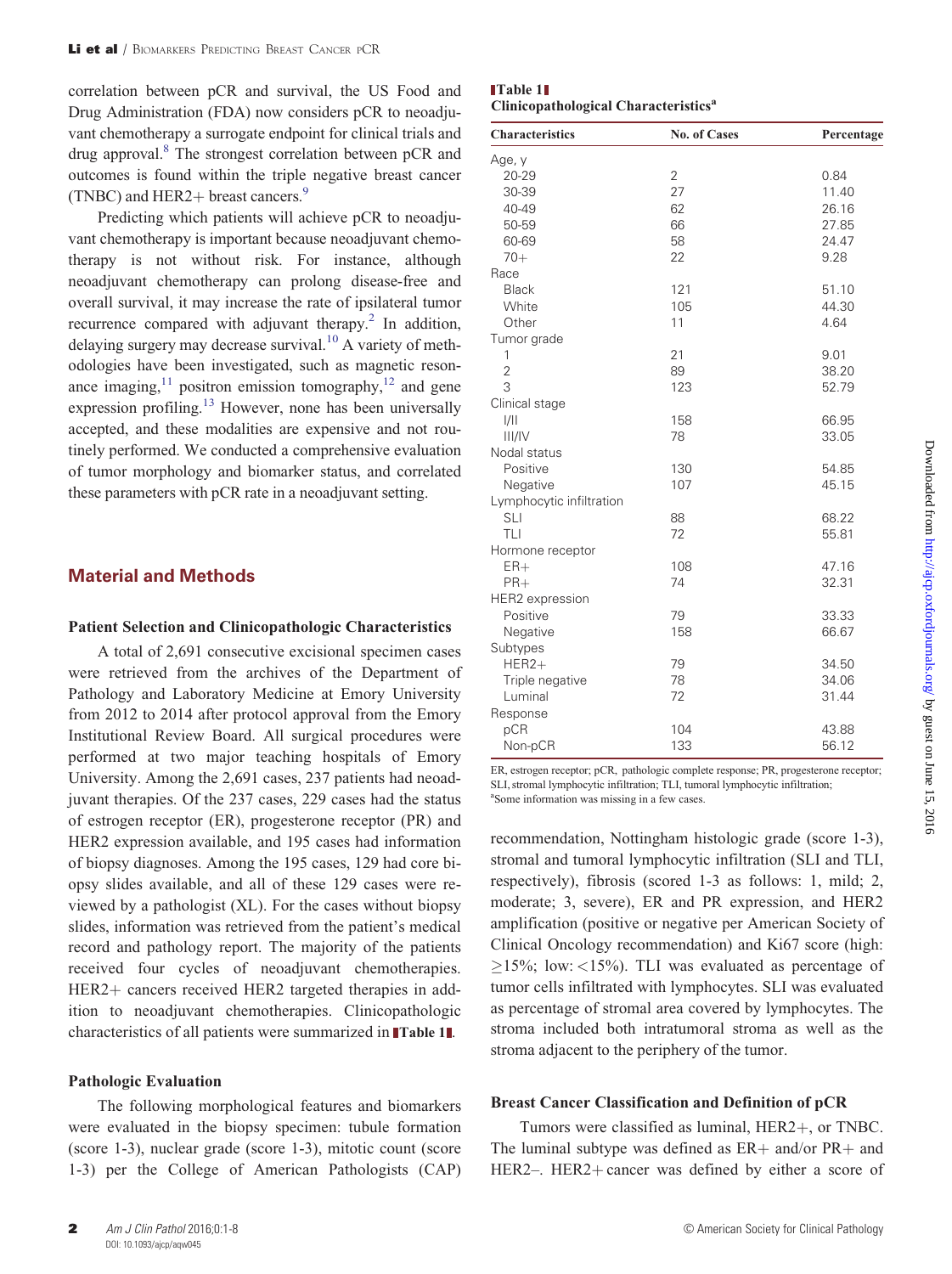correlation between pCR and survival, the US Food and Drug Administration (FDA) now considers pCR to neoadjuvant chemotherapy a surrogate endpoint for clinical trials and drug approval.[8] The strongest correlation between pCR and outcomes is found within the triple negative breast cancer (TNBC) and HER2+ breast cancers.[9]

Predicting which patients will achieve pCR to neoadjuvant chemotherapy is important because neoadjuvant chemotherapy is not without risk. For instance, although neoadjuvant chemotherapy can prolong disease-free and overall survival, it may increase the rate of ipsilateral tumor recurrence compared with adjuvant therapy.[2] In addition, delaying surgery may decrease survival.[10] A variety of methodologies have been investigated, such as magnetic resonance imaging,[11] positron emission tomography,[12] and gene expression profiling.[13] However, none has been universally accepted, and these modalities are expensive and not routinely performed. We conducted a comprehensive evaluation of tumor morphology and biomarker status, and correlated these parameters with pCR rate in a neoadjuvant setting.

## Material and Methods

### Patient Selection and Clinicopathologic Characteristics

A total of 2,691 consecutive excisional specimen cases were retrieved from the archives of the Department of Pathology and Laboratory Medicine at Emory University from 2012 to 2014 after protocol approval from the Emory Institutional Review Board. All surgical procedures were performed at two major teaching hospitals of Emory University. Among the 2,691 cases, 237 patients had neoadjuvant therapies. Of the 237 cases, 229 cases had the status of estrogen receptor (ER), progesterone receptor (PR) and HER2 expression available, and 195 cases had information of biopsy diagnoses. Among the 195 cases, 129 had core biopsy slides available, and all of these 129 cases were reviewed by a pathologist (XL). For the cases without biopsy slides, information was retrieved from the patient's medical record and pathology report. The majority of the patients received four cycles of neoadjuvant chemotherapies. HER2+ cancers received HER2 targeted therapies in addition to neoadjuvant chemotherapies. Clinicopathologic characteristics of all patients were summarized in **Table 1**.

**Table 1**
**Clinicopathological Characteristics[a]**

| Characteristics | No. of Cases | Percentage |
|---|---|---|
| Age, y | | |
| 20-29 | 2 | 0.84 |
| 30-39 | 27 | 11.40 |
| 40-49 | 62 | 26.16 |
| 50-59 | 66 | 27.85 |
| 60-69 | 58 | 24.47 |
| 70+ | 22 | 9.28 |
| Race | | |
| Black | 121 | 51.10 |
| White | 105 | 44.30 |
| Other | 11 | 4.64 |
| Tumor grade | | |
| 1 | 21 | 9.01 |
| 2 | 89 | 38.20 |
| 3 | 123 | 52.79 |
| Clinical stage | | |
| I/II | 158 | 66.95 |
| III/IV | 78 | 33.05 |
| Nodal status | | |
| Positive | 130 | 54.85 |
| Negative | 107 | 45.15 |
| Lymphocytic infiltration | | |
| SLI | 88 | 68.22 |
| TLI | 72 | 55.81 |
| Hormone receptor | | |
| ER+ | 108 | 47.16 |
| PR+ | 74 | 32.31 |
| HER2 expression | | |
| Positive | 79 | 33.33 |
| Negative | 158 | 66.67 |
| Subtypes | | |
| HER2+ | 79 | 34.50 |
| Triple negative | 78 | 34.06 |
| Luminal | 72 | 31.44 |
| Response | | |
| pCR | 104 | 43.88 |
| Non-pCR | 133 | 56.12 |

ER, estrogen receptor; pCR, pathologic complete response; PR, progesterone receptor; SLI, stromal lymphocytic infiltration; TLI, tumoral lymphocytic infiltration;
[a]Some information was missing in a few cases.

### Pathologic Evaluation

The following morphological features and biomarkers were evaluated in the biopsy specimen: tubule formation (score 1-3), nuclear grade (score 1-3), mitotic count (score 1-3) per the College of American Pathologists (CAP) recommendation, Nottingham histologic grade (score 1-3), stromal and tumoral lymphocytic infiltration (SLI and TLI, respectively), fibrosis (scored 1-3 as follows: 1, mild; 2, moderate; 3, severe), ER and PR expression, and HER2 amplification (positive or negative per American Society of Clinical Oncology recommendation) and Ki67 score (high: ≥15%; low: <15%). TLI was evaluated as percentage of tumor cells infiltrated with lymphocytes. SLI was evaluated as percentage of stromal area covered by lymphocytes. The stroma included both intratumoral stroma as well as the stroma adjacent to the periphery of the tumor.

### Breast Cancer Classification and Definition of pCR

Tumors were classified as luminal, HER2+, or TNBC. The luminal subtype was defined as ER+ and/or PR+ and HER2–. HER2+ cancer was defined by either a score of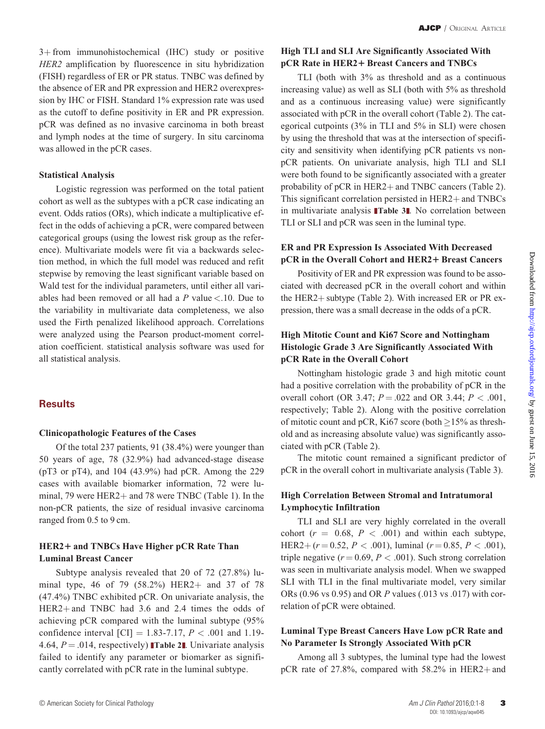3+ from immunohistochemical (IHC) study or positive *HER2* amplification by fluorescence in situ hybridization (FISH) regardless of ER or PR status. TNBC was defined by the absence of ER and PR expression and HER2 overexpression by IHC or FISH. Standard 1% expression rate was used as the cutoff to define positivity in ER and PR expression. pCR was defined as no invasive carcinoma in both breast and lymph nodes at the time of surgery. In situ carcinoma was allowed in the pCR cases.

### Statistical Analysis

Logistic regression was performed on the total patient cohort as well as the subtypes with a pCR case indicating an event. Odds ratios (ORs), which indicate a multiplicative effect in the odds of achieving a pCR, were compared between categorical groups (using the lowest risk group as the reference). Multivariate models were fit via a backwards selection method, in which the full model was reduced and refit stepwise by removing the least significant variable based on Wald test for the individual parameters, until either all variables had been removed or all had a $P$ value $<$.10. Due to the variability in multivariate data completeness, we also used the Firth penalized likelihood approach. Correlations were analyzed using the Pearson product-moment correlation coefficient. statistical analysis software was used for all statistical analysis.

## Results

### Clinicopathologic Features of the Cases

Of the total 237 patients, 91 (38.4%) were younger than 50 years of age, 78 (32.9%) had advanced-stage disease (pT3 or pT4), and 104 (43.9%) had pCR. Among the 229 cases with available biomarker information, 72 were luminal, 79 were HER2+ and 78 were TNBC (Table 1). In the non-pCR patients, the size of residual invasive carcinoma ranged from 0.5 to 9 cm.

### HER2+ and TNBCs Have Higher pCR Rate Than Luminal Breast Cancer

Subtype analysis revealed that 20 of 72 (27.8%) luminal type, 46 of 79 (58.2%) HER2+ and 37 of 78 (47.4%) TNBC exhibited pCR. On univariate analysis, the HER2+ and TNBC had 3.6 and 2.4 times the odds of achieving pCR compared with the luminal subtype (95% confidence interval [CI] = 1.83-7.17, $P$ < .001 and 1.19-4.64, $P$ = .014, respectively) **Table 2**. Univariate analysis failed to identify any parameter or biomarker as significantly correlated with pCR rate in the luminal subtype.

### High TLI and SLI Are Significantly Associated With pCR Rate in HER2+ Breast Cancers and TNBCs

TLI (both with 3% as threshold and as a continuous increasing value) as well as SLI (both with 5% as threshold and as a continuous increasing value) were significantly associated with pCR in the overall cohort (Table 2). The categorical cutpoints (3% in TLI and 5% in SLI) were chosen by using the threshold that was at the intersection of specificity and sensitivity when identifying pCR patients vs non-pCR patients. On univariate analysis, high TLI and SLI were both found to be significantly associated with a greater probability of pCR in HER2+ and TNBC cancers (Table 2). This significant correlation persisted in HER2+ and TNBCs in multivariate analysis **Table 3**. No correlation between TLI or SLI and pCR was seen in the luminal type.

### ER and PR Expression Is Associated With Decreased pCR in the Overall Cohort and HER2+ Breast Cancers

Positivity of ER and PR expression was found to be associated with decreased pCR in the overall cohort and within the HER2+ subtype (Table 2). With increased ER or PR expression, there was a small decrease in the odds of a pCR.

### High Mitotic Count and Ki67 Score and Nottingham Histologic Grade 3 Are Significantly Associated With pCR Rate in the Overall Cohort

Nottingham histologic grade 3 and high mitotic count had a positive correlation with the probability of pCR in the overall cohort (OR 3.47; $P$ = .022 and OR 3.44; $P$ < .001, respectively; Table 2). Along with the positive correlation of mitotic count and pCR, Ki67 score (both ≥15% as threshold and as increasing absolute value) was significantly associated with pCR (Table 2).

The mitotic count remained a significant predictor of pCR in the overall cohort in multivariate analysis (Table 3).

### High Correlation Between Stromal and Intratumoral Lymphocytic Infiltration

TLI and SLI are very highly correlated in the overall cohort ($r$ = 0.68, $P$ < .001) and within each subtype, HER2+ ($r$ = 0.52, $P$ < .001), luminal ($r$ = 0.85, $P$ < .001), triple negative ($r$ = 0.69, $P$ < .001). Such strong correlation was seen in multivariate analysis model. When we swapped SLI with TLI in the final multivariate model, very similar ORs (0.96 vs 0.95) and OR $P$ values (.013 vs .017) with correlation of pCR were obtained.

### Luminal Type Breast Cancers Have Low pCR Rate and No Parameter Is Strongly Associated With pCR

Among all 3 subtypes, the luminal type had the lowest pCR rate of 27.8%, compared with 58.2% in HER2+ and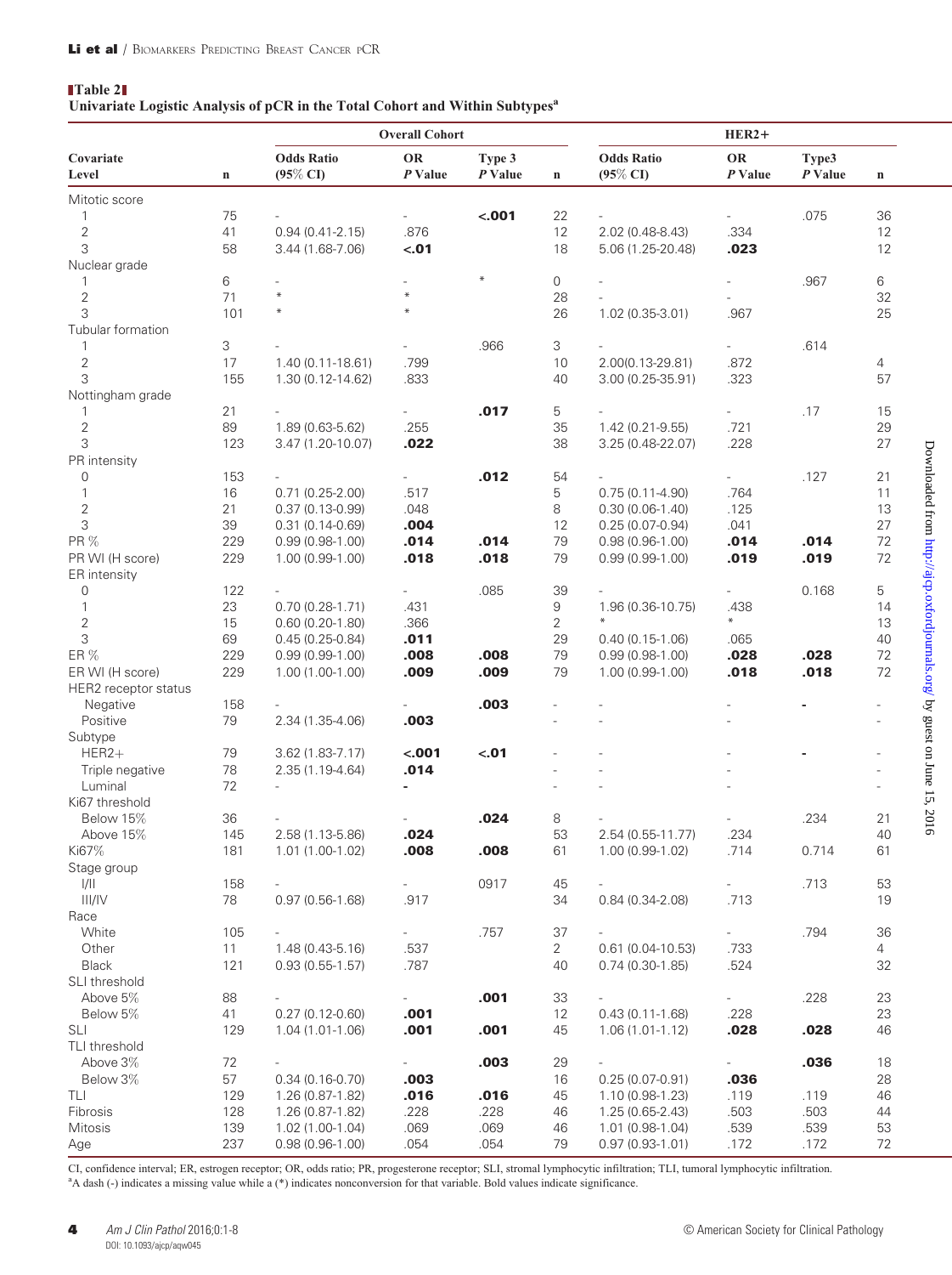**Table 2**
**Univariate Logistic Analysis of pCR in the Total Cohort and Within Subtypes[a]**

| Covariate Level | n | Overall Cohort Odds Ratio (95% CI) | OR P Value | Type 3 P Value | n | HER2+ Odds Ratio (95% CI) | OR P Value | Type3 P Value | n |
|---|---|---|---|---|---|---|---|---|---|
| Mitotic score | | | | | | | | | |
| 1 | 75 | - | - | **<.001** | 22 | - | - | .075 | 36 |
| 2 | 41 | 0.94 (0.41-2.15) | .876 | | 12 | 2.02 (0.48-8.43) | .334 | | 12 |
| 3 | 58 | 3.44 (1.68-7.06) | **<.01** | | 18 | 5.06 (1.25-20.48) | **.023** | | 12 |
| Nuclear grade | | | | | | | | | |
| 1 | 6 | - | - | * | 0 | - | - | .967 | 6 |
| 2 | 71 | * | * | | 28 | - | - | | 32 |
| 3 | 101 | * | * | | 26 | 1.02 (0.35-3.01) | .967 | | 25 |
| Tubular formation | | | | | | | | | |
| 1 | 3 | - | - | .966 | 3 | - | - | .614 | |
| 2 | 17 | 1.40 (0.11-18.61) | .799 | | 10 | 2.00(0.13-29.81) | .872 | | 4 |
| 3 | 155 | 1.30 (0.12-14.62) | .833 | | 40 | 3.00 (0.25-35.91) | .323 | | 57 |
| Nottingham grade | | | | | | | | | |
| 1 | 21 | - | - | **.017** | 5 | - | - | .17 | 15 |
| 2 | 89 | 1.89 (0.63-5.62) | .255 | | 35 | 1.42 (0.21-9.55) | .721 | | 29 |
| 3 | 123 | 3.47 (1.20-10.07) | **.022** | | 38 | 3.25 (0.48-22.07) | .228 | | 27 |
| PR intensity | | | | | | | | | |
| 0 | 153 | - | - | **.012** | 54 | - | - | .127 | 21 |
| 1 | 16 | 0.71 (0.25-2.00) | .517 | | 5 | 0.75 (0.11-4.90) | .764 | | 11 |
| 2 | 21 | 0.37 (0.13-0.99) | .048 | | 8 | 0.30 (0.06-1.40) | .125 | | 13 |
| 3 | 39 | 0.31 (0.14-0.69) | **.004** | | 12 | 0.25 (0.07-0.94) | .041 | | 27 |
| PR % | 229 | 0.99 (0.98-1.00) | **.014** | **.014** | 79 | 0.98 (0.96-1.00) | **.014** | **.014** | 72 |
| PR WI (H score) | 229 | 1.00 (0.99-1.00) | **.018** | **.018** | 79 | 0.99 (0.99-1.00) | **.019** | **.019** | 72 |
| ER intensity | | | | | | | | | |
| 0 | 122 | - | - | .085 | 39 | - | - | 0.168 | 5 |
| 1 | 23 | 0.70 (0.28-1.71) | .431 | | 9 | 1.96 (0.36-10.75) | .438 | | 14 |
| 2 | 15 | 0.60 (0.20-1.80) | .366 | | 2 | * | * | | 13 |
| 3 | 69 | 0.45 (0.25-0.84) | **.011** | | 29 | 0.40 (0.15-1.06) | .065 | | 40 |
| ER % | 229 | 0.99 (0.99-1.00) | **.008** | **.008** | 79 | 0.99 (0.98-1.00) | **.028** | **.028** | 72 |
| ER WI (H score) | 229 | 1.00 (1.00-1.00) | **.009** | **.009** | 79 | 1.00 (0.99-1.00) | **.018** | **.018** | 72 |
| HER2 receptor status | | | | | | | | | |
| Negative | 158 | - | - | **.003** | - | - | - | **-** | - |
| Positive | 79 | 2.34 (1.35-4.06) | **.003** | | - | - | - | | - |
| Subtype | | | | | | | | | |
| HER2+ | 79 | 3.62 (1.83-7.17) | **<.001** | **<.01** | - | - | - | **-** | - |
| Triple negative | 78 | 2.35 (1.19-4.64) | **.014** | | - | - | - | | - |
| Luminal | 72 | - | **-** | | - | - | - | | - |
| Ki67 threshold | | | | | | | | | |
| Below 15% | 36 | - | - | **.024** | 8 | - | - | .234 | 21 |
| Above 15% | 145 | 2.58 (1.13-5.86) | **.024** | | 53 | 2.54 (0.55-11.77) | .234 | | 40 |
| Ki67% | 181 | 1.01 (1.00-1.02) | **.008** | **.008** | 61 | 1.00 (0.99-1.02) | .714 | 0.714 | 61 |
| Stage group | | | | | | | | | |
| I/II | 158 | - | - | 0917 | 45 | - | - | .713 | 53 |
| III/IV | 78 | 0.97 (0.56-1.68) | .917 | | 34 | 0.84 (0.34-2.08) | .713 | | 19 |
| Race | | | | | | | | | |
| White | 105 | - | - | .757 | 37 | - | - | .794 | 36 |
| Other | 11 | 1.48 (0.43-5.16) | .537 | | 2 | 0.61 (0.04-10.53) | .733 | | 4 |
| Black | 121 | 0.93 (0.55-1.57) | .787 | | 40 | 0.74 (0.30-1.85) | .524 | | 32 |
| SLI threshold | | | | | | | | | |
| Above 5% | 88 | - | - | **.001** | 33 | - | - | .228 | 23 |
| Below 5% | 41 | 0.27 (0.12-0.60) | **.001** | | 12 | 0.43 (0.11-1.68) | .228 | | 23 |
| SLI | 129 | 1.04 (1.01-1.06) | **.001** | **.001** | 45 | 1.06 (1.01-1.12) | **.028** | **.028** | 46 |
| TLI threshold | | | | | | | | | |
| Above 3% | 72 | - | - | **.003** | 29 | - | - | **.036** | 18 |
| Below 3% | 57 | 0.34 (0.16-0.70) | **.003** | | 16 | 0.25 (0.07-0.91) | **.036** | | 28 |
| TLI | 129 | 1.26 (0.87-1.82) | **.016** | **.016** | 45 | 1.10 (0.98-1.23) | .119 | .119 | 46 |
| Fibrosis | 128 | 1.26 (0.87-1.82) | .228 | .228 | 46 | 1.25 (0.65-2.43) | .503 | .503 | 44 |
| Mitosis | 139 | 1.02 (1.00-1.04) | .069 | .069 | 46 | 1.01 (0.98-1.04) | .539 | .539 | 53 |
| Age | 237 | 0.98 (0.96-1.00) | .054 | .054 | 79 | 0.97 (0.93-1.01) | .172 | .172 | 72 |

CI, confidence interval; ER, estrogen receptor; OR, odds ratio; PR, progesterone receptor; SLI, stromal lymphocytic infiltration; TLI, tumoral lymphocytic infiltration.
[a]A dash (-) indicates a missing value while a (*) indicates nonconversion for that variable. Bold values indicate significance.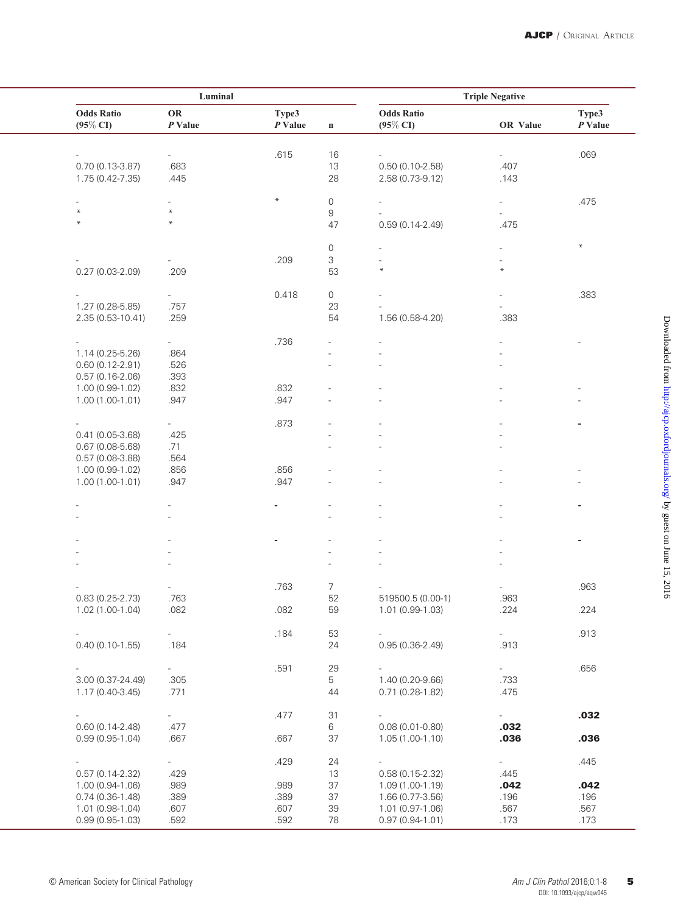| Luminal | | | | Triple Negative | | |
|---|---|---|---|---|---|---|
| Odds Ratio (95% CI) | OR P Value | Type3 P Value | n | Odds Ratio (95% CI) | OR Value | Type3 P Value |
| - | - | .615 | 16 | - | - | .069 |
| 0.70 (0.13-3.87) | .683 | | 13 | 0.50 (0.10-2.58) | .407 | |
| 1.75 (0.42-7.35) | .445 | | 28 | 2.58 (0.73-9.12) | .143 | |
| - | - | * | 0 | - | - | .475 |
| * | * | | 9 | - | - | |
| * | * | | 47 | 0.59 (0.14-2.49) | .475 | |
| | | | 0 | - | - | * |
| - | - | .209 | 3 | - | - | |
| 0.27 (0.03-2.09) | .209 | | 53 | * | * | |
| - | - | 0.418 | 0 | - | - | .383 |
| 1.27 (0.28-5.85) | .757 | | 23 | - | - | |
| 2.35 (0.53-10.41) | .259 | | 54 | 1.56 (0.58-4.20) | .383 | |
| - | - | .736 | - | - | - | - |
| 1.14 (0.25-5.26) | .864 | | - | - | - | |
| 0.60 (0.12-2.91) | .526 | | - | - | - | |
| 0.57 (0.16-2.06) | .393 | | | | | |
| 1.00 (0.99-1.02) | .832 | .832 | - | - | - | - |
| 1.00 (1.00-1.01) | .947 | .947 | - | - | - | - |
| - | - | .873 | - | - | - | - |
| 0.41 (0.05-3.68) | .425 | | - | - | - | |
| 0.67 (0.08-5.68) | .71 | | - | - | - | |
| 0.57 (0.08-3.88) | .564 | | | | | |
| 1.00 (0.99-1.02) | .856 | .856 | - | - | - | - |
| 1.00 (1.00-1.01) | .947 | .947 | - | - | - | - |
| - | - | - | - | - | - | - |
| - | - | | - | - | - | |
| - | - | - | - | - | - | - |
| - | - | | - | - | - | |
| - | - | | - | - | - | |
| - | - | .763 | 7 | - | - | .963 |
| 0.83 (0.25-2.73) | .763 | | 52 | 519500.5 (0.00-1) | .963 | |
| 1.02 (1.00-1.04) | .082 | .082 | 59 | 1.01 (0.99-1.03) | .224 | .224 |
| - | - | .184 | 53 | - | - | .913 |
| 0.40 (0.10-1.55) | .184 | | 24 | 0.95 (0.36-2.49) | .913 | |
| - | - | .591 | 29 | - | - | .656 |
| 3.00 (0.37-24.49) | .305 | | 5 | 1.40 (0.20-9.66) | .733 | |
| 1.17 (0.40-3.45) | .771 | | 44 | 0.71 (0.28-1.82) | .475 | |
| - | - | .477 | 31 | - | - | **.032** |
| 0.60 (0.14-2.48) | .477 | | 6 | 0.08 (0.01-0.80) | **.032** | |
| 0.99 (0.95-1.04) | .667 | .667 | 37 | 1.05 (1.00-1.10) | **.036** | **.036** |
| - | - | .429 | 24 | - | - | .445 |
| 0.57 (0.14-2.32) | .429 | | 13 | 0.58 (0.15-2.32) | .445 | |
| 1.00 (0.94-1.06) | .989 | .989 | 37 | 1.09 (1.00-1.19) | **.042** | **.042** |
| 0.74 (0.36-1.48) | .389 | .389 | 37 | 1.66 (0.77-3.56) | .196 | .196 |
| 1.01 (0.98-1.04) | .607 | .607 | 39 | 1.01 (0.97-1.06) | .567 | .567 |
| 0.99 (0.95-1.03) | .592 | .592 | 78 | 0.97 (0.94-1.01) | .173 | .173 |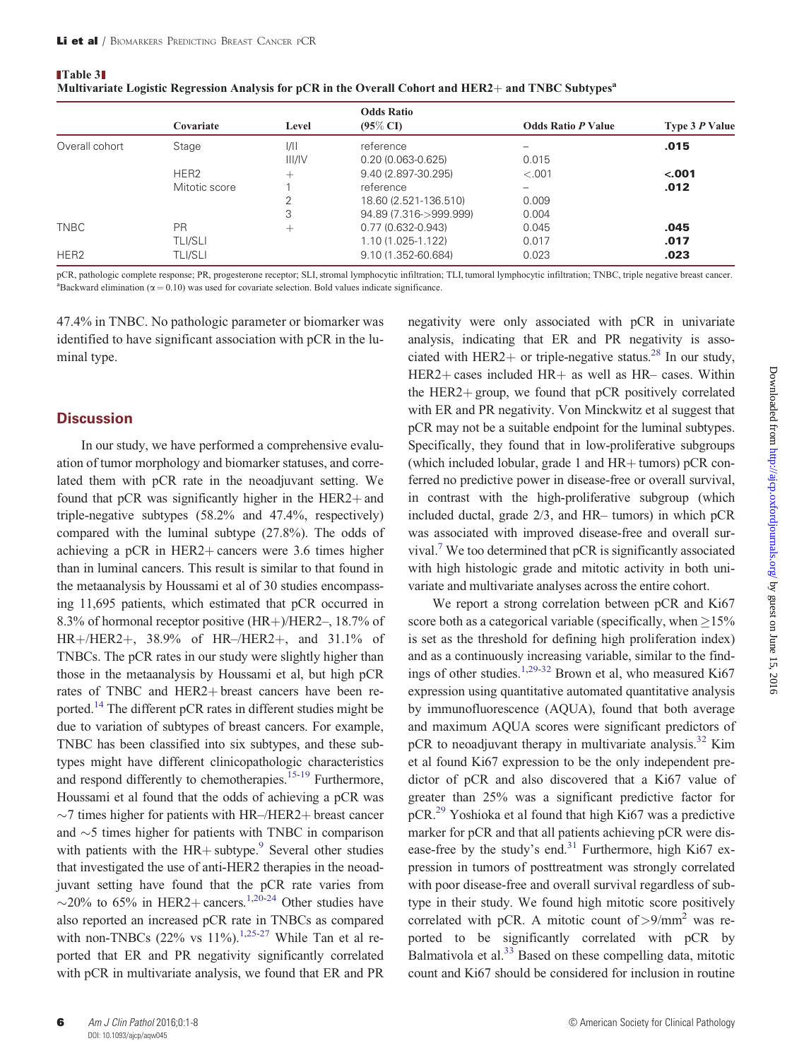**Table 3**
**Multivariate Logistic Regression Analysis for pCR in the Overall Cohort and HER2+ and TNBC Subtypes[a]**

| | Covariate | Level | Odds Ratio (95% CI) | Odds Ratio *P* Value | Type 3 *P* Value |
|---|---|---|---|---|---|
| Overall cohort | Stage | I/II | reference | – | **.015** |
| | | III/IV | 0.20 (0.063-0.625) | 0.015 | |
| | HER2 | + | 9.40 (2.897-30.295) | <.001 | **<.001** |
| | Mitotic score | 1 | reference | – | **.012** |
| | | 2 | 18.60 (2.521-136.510) | 0.009 | |
| | | 3 | 94.89 (7.316->999.999) | 0.004 | |
| TNBC | PR | + | 0.77 (0.632-0.943) | 0.045 | **.045** |
| | TLI/SLI | | 1.10 (1.025-1.122) | 0.017 | **.017** |
| HER2 | TLI/SLI | | 9.10 (1.352-60.684) | 0.023 | **.023** |

pCR, pathologic complete response; PR, progesterone receptor; SLI, stromal lymphocytic infiltration; TLI, tumoral lymphocytic infiltration; TNBC, triple negative breast cancer.
[a]Backward elimination ($\alpha = 0.10$) was used for covariate selection. Bold values indicate significance.

47.4% in TNBC. No pathologic parameter or biomarker was identified to have significant association with pCR in the luminal type.

## Discussion

In our study, we have performed a comprehensive evaluation of tumor morphology and biomarker statuses, and correlated them with pCR rate in the neoadjuvant setting. We found that pCR was significantly higher in the HER2+ and triple-negative subtypes (58.2% and 47.4%, respectively) compared with the luminal subtype (27.8%). The odds of achieving a pCR in HER2+ cancers were 3.6 times higher than in luminal cancers. This result is similar to that found in the metaanalysis by Houssami et al of 30 studies encompassing 11,695 patients, which estimated that pCR occurred in 8.3% of hormonal receptor positive (HR+)/HER2–, 18.7% of HR+/HER2+, 38.9% of HR–/HER2+, and 31.1% of TNBCs. The pCR rates in our study were slightly higher than those in the metaanalysis by Houssami et al, but high pCR rates of TNBC and HER2+ breast cancers have been reported.[14] The different pCR rates in different studies might be due to variation of subtypes of breast cancers. For example, TNBC has been classified into six subtypes, and these subtypes might have different clinicopathologic characteristics and respond differently to chemotherapies.[15-19] Furthermore, Houssami et al found that the odds of achieving a pCR was ~7 times higher for patients with HR–/HER2+ breast cancer and ~5 times higher for patients with TNBC in comparison with patients with the HR+ subtype.[9] Several other studies that investigated the use of anti-HER2 therapies in the neoadjuvant setting have found that the pCR rate varies from ~20% to 65% in HER2+ cancers.[1,20-24] Other studies have also reported an increased pCR rate in TNBCs as compared with non-TNBCs (22% vs 11%).[1,25-27] While Tan et al reported that ER and PR negativity significantly correlated with pCR in multivariate analysis, we found that ER and PR negativity were only associated with pCR in univariate analysis, indicating that ER and PR negativity is associated with HER2+ or triple-negative status.[28] In our study, HER2+ cases included HR+ as well as HR– cases. Within the HER2+ group, we found that pCR positively correlated with ER and PR negativity. Von Minckwitz et al suggest that pCR may not be a suitable endpoint for the luminal subtypes. Specifically, they found that in low-proliferative subgroups (which included lobular, grade 1 and HR+ tumors) pCR conferred no predictive power in disease-free or overall survival, in contrast with the high-proliferative subgroup (which included ductal, grade 2/3, and HR– tumors) in which pCR was associated with improved disease-free and overall survival.[7] We too determined that pCR is significantly associated with high histologic grade and mitotic activity in both univariate and multivariate analyses across the entire cohort.

We report a strong correlation between pCR and Ki67 score both as a categorical variable (specifically, when ≥15% is set as the threshold for defining high proliferation index) and as a continuously increasing variable, similar to the findings of other studies.[1,29-32] Brown et al, who measured Ki67 expression using quantitative automated quantitative analysis by immunofluorescence (AQUA), found that both average and maximum AQUA scores were significant predictors of pCR to neoadjuvant therapy in multivariate analysis.[32] Kim et al found Ki67 expression to be the only independent predictor of pCR and also discovered that a Ki67 value of greater than 25% was a significant predictive factor for pCR.[29] Yoshioka et al found that high Ki67 was a predictive marker for pCR and that all patients achieving pCR were disease-free by the study's end.[31] Furthermore, high Ki67 expression in tumors of posttreatment was strongly correlated with poor disease-free and overall survival regardless of subtype in their study. We found high mitotic score positively correlated with pCR. A mitotic count of $>9/\text{mm}^2$ was reported to be significantly correlated with pCR by Balmativola et al.[33] Based on these compelling data, mitotic count and Ki67 should be considered for inclusion in routine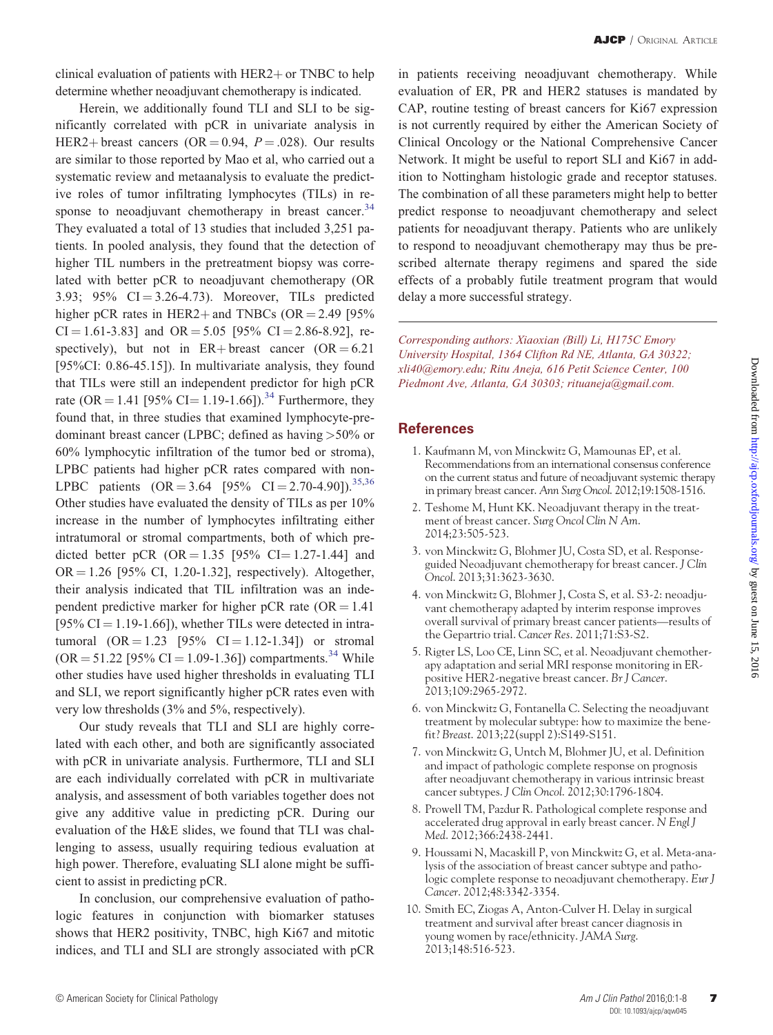clinical evaluation of patients with HER2+ or TNBC to help determine whether neoadjuvant chemotherapy is indicated.

Herein, we additionally found TLI and SLI to be significantly correlated with pCR in univariate analysis in HER2+ breast cancers (OR = 0.94, $P = .028$). Our results are similar to those reported by Mao et al, who carried out a systematic review and metaanalysis to evaluate the predictive roles of tumor infiltrating lymphocytes (TILs) in response to neoadjuvant chemotherapy in breast cancer.[34] They evaluated a total of 13 studies that included 3,251 patients. In pooled analysis, they found that the detection of higher TIL numbers in the pretreatment biopsy was correlated with better pCR to neoadjuvant chemotherapy (OR 3.93; 95% CI = 3.26-4.73). Moreover, TILs predicted higher pCR rates in HER2+ and TNBCs (OR = 2.49 [95% CI = 1.61-3.83] and OR = 5.05 [95% CI = 2.86-8.92], respectively), but not in ER+ breast cancer (OR = 6.21 [95%CI: 0.86-45.15]). In multivariate analysis, they found that TILs were still an independent predictor for high pCR rate (OR = 1.41 [95% CI= 1.19-1.66]).[34] Furthermore, they found that, in three studies that examined lymphocyte-predominant breast cancer (LPBC; defined as having >50% or 60% lymphocytic infiltration of the tumor bed or stroma), LPBC patients had higher pCR rates compared with non-LPBC patients (OR = 3.64 [95% CI = 2.70-4.90]).[35,36] Other studies have evaluated the density of TILs as per 10% increase in the number of lymphocytes infiltrating either intratumoral or stromal compartments, both of which predicted better pCR (OR = 1.35 [95% CI= 1.27-1.44] and OR = 1.26 [95% CI, 1.20-1.32], respectively). Altogether, their analysis indicated that TIL infiltration was an independent predictive marker for higher pCR rate (OR = 1.41 [95% CI = 1.19-1.66]), whether TILs were detected in intratumoral (OR = 1.23 [95% CI = 1.12-1.34]) or stromal (OR = 51.22 [95% CI = 1.09-1.36]) compartments.[34] While other studies have used higher thresholds in evaluating TLI and SLI, we report significantly higher pCR rates even with very low thresholds (3% and 5%, respectively).

Our study reveals that TLI and SLI are highly correlated with each other, and both are significantly associated with pCR in univariate analysis. Furthermore, TLI and SLI are each individually correlated with pCR in multivariate analysis, and assessment of both variables together does not give any additive value in predicting pCR. During our evaluation of the H&E slides, we found that TLI was challenging to assess, usually requiring tedious evaluation at high power. Therefore, evaluating SLI alone might be sufficient to assist in predicting pCR.

In conclusion, our comprehensive evaluation of pathologic features in conjunction with biomarker statuses shows that HER2 positivity, TNBC, high Ki67 and mitotic indices, and TLI and SLI are strongly associated with pCR in patients receiving neoadjuvant chemotherapy. While evaluation of ER, PR and HER2 statuses is mandated by CAP, routine testing of breast cancers for Ki67 expression is not currently required by either the American Society of Clinical Oncology or the National Comprehensive Cancer Network. It might be useful to report SLI and Ki67 in addition to Nottingham histologic grade and receptor statuses. The combination of all these parameters might help to better predict response to neoadjuvant chemotherapy and select patients for neoadjuvant therapy. Patients who are unlikely to respond to neoadjuvant chemotherapy may thus be prescribed alternate therapy regimens and spared the side effects of a probably futile treatment program that would delay a more successful strategy.

*Corresponding authors: Xiaoxian (Bill) Li, H175C Emory University Hospital, 1364 Clifton Rd NE, Atlanta, GA 30322; xli40@emory.edu; Ritu Aneja, 616 Petit Science Center, 100 Piedmont Ave, Atlanta, GA 30303; rituaneja@gmail.com.*

## References

1. Kaufmann M, von Minckwitz G, Mamounas EP, et al. Recommendations from an international consensus conference on the current status and future of neoadjuvant systemic therapy in primary breast cancer. *Ann Surg Oncol.* 2012;19:1508-1516.
2. Teshome M, Hunt KK. Neoadjuvant therapy in the treatment of breast cancer. *Surg Oncol Clin N Am.* 2014;23:505-523.
3. von Minckwitz G, Blohmer JU, Costa SD, et al. Response-guided Neoadjuvant chemotherapy for breast cancer. *J Clin Oncol.* 2013;31:3623-3630.
4. von Minckwitz G, Blohmer J, Costa S, et al. S3-2: neoadjuvant chemotherapy adapted by interim response improves overall survival of primary breast cancer patients—results of the Gepartrio trial. *Cancer Res.* 2011;71:S3-S2.
5. Rigter LS, Loo CE, Linn SC, et al. Neoadjuvant chemotherapy adaptation and serial MRI response monitoring in ER-positive HER2-negative breast cancer. *Br J Cancer.* 2013;109:2965-2972.
6. von Minckwitz G, Fontanella C. Selecting the neoadjuvant treatment by molecular subtype: how to maximize the benefit? *Breast.* 2013;22(suppl 2):S149-S151.
7. von Minckwitz G, Untch M, Blohmer JU, et al. Definition and impact of pathologic complete response on prognosis after neoadjuvant chemotherapy in various intrinsic breast cancer subtypes. *J Clin Oncol.* 2012;30:1796-1804.
8. Prowell TM, Pazdur R. Pathological complete response and accelerated drug approval in early breast cancer. *N Engl J Med.* 2012;366:2438-2441.
9. Houssami N, Macaskill P, von Minckwitz G, et al. Meta-analysis of the association of breast cancer subtype and pathologic complete response to neoadjuvant chemotherapy. *Eur J Cancer.* 2012;48:3342-3354.
10. Smith EC, Ziogas A, Anton-Culver H. Delay in surgical treatment and survival after breast cancer diagnosis in young women by race/ethnicity. *JAMA Surg.* 2013;148:516-523.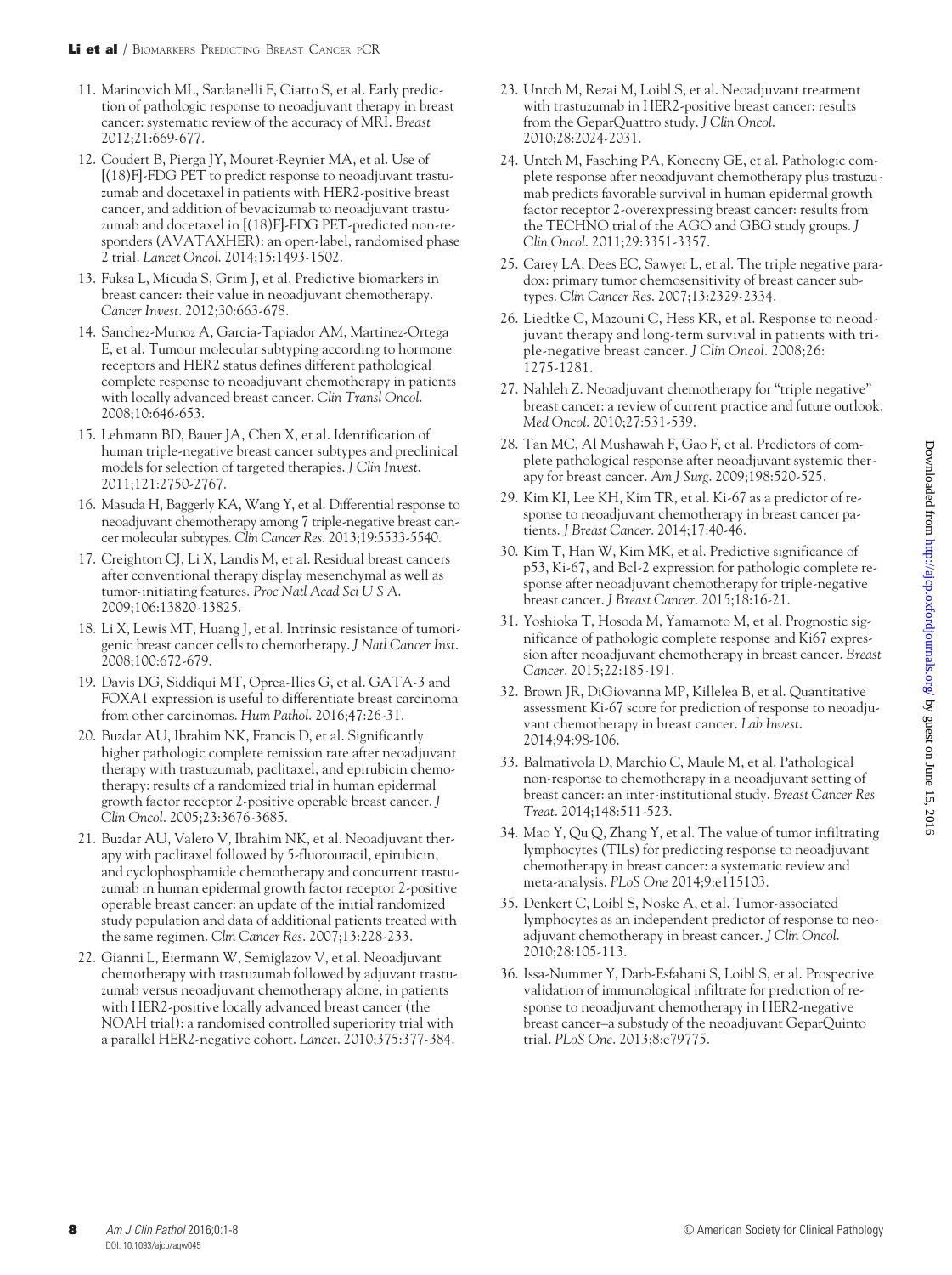11. Marinovich ML, Sardanelli F, Ciatto S, et al. Early prediction of pathologic response to neoadjuvant therapy in breast cancer: systematic review of the accuracy of MRI. *Breast* 2012;21:669-677.
12. Coudert B, Pierga JY, Mouret-Reynier MA, et al. Use of [(18)F]-FDG PET to predict response to neoadjuvant trastuzumab and docetaxel in patients with HER2-positive breast cancer, and addition of bevacizumab to neoadjuvant trastuzumab and docetaxel in [(18)F]-FDG PET-predicted non-responders (AVATAXHER): an open-label, randomised phase 2 trial. *Lancet Oncol*. 2014;15:1493-1502.
13. Fuksa L, Micuda S, Grim J, et al. Predictive biomarkers in breast cancer: their value in neoadjuvant chemotherapy. *Cancer Invest*. 2012;30:663-678.
14. Sanchez-Munoz A, Garcia-Tapiador AM, Martinez-Ortega E, et al. Tumour molecular subtyping according to hormone receptors and HER2 status defines different pathological complete response to neoadjuvant chemotherapy in patients with locally advanced breast cancer. *Clin Transl Oncol*. 2008;10:646-653.
15. Lehmann BD, Bauer JA, Chen X, et al. Identification of human triple-negative breast cancer subtypes and preclinical models for selection of targeted therapies. *J Clin Invest*. 2011;121:2750-2767.
16. Masuda H, Baggerly KA, Wang Y, et al. Differential response to neoadjuvant chemotherapy among 7 triple-negative breast cancer molecular subtypes. *Clin Cancer Res*. 2013;19:5533-5540.
17. Creighton CJ, Li X, Landis M, et al. Residual breast cancers after conventional therapy display mesenchymal as well as tumor-initiating features. *Proc Natl Acad Sci U S A*. 2009;106:13820-13825.
18. Li X, Lewis MT, Huang J, et al. Intrinsic resistance of tumorigenic breast cancer cells to chemotherapy. *J Natl Cancer Inst*. 2008;100:672-679.
19. Davis DG, Siddiqui MT, Oprea-Ilies G, et al. GATA-3 and FOXA1 expression is useful to differentiate breast carcinoma from other carcinomas. *Hum Pathol*. 2016;47:26-31.
20. Buzdar AU, Ibrahim NK, Francis D, et al. Significantly higher pathologic complete remission rate after neoadjuvant therapy with trastuzumab, paclitaxel, and epirubicin chemotherapy: results of a randomized trial in human epidermal growth factor receptor 2-positive operable breast cancer. *J Clin Oncol*. 2005;23:3676-3685.
21. Buzdar AU, Valero V, Ibrahim NK, et al. Neoadjuvant therapy with paclitaxel followed by 5-fluorouracil, epirubicin, and cyclophosphamide chemotherapy and concurrent trastuzumab in human epidermal growth factor receptor 2-positive operable breast cancer: an update of the initial randomized study population and data of additional patients treated with the same regimen. *Clin Cancer Res*. 2007;13:228-233.
22. Gianni L, Eiermann W, Semiglazov V, et al. Neoadjuvant chemotherapy with trastuzumab followed by adjuvant trastuzumab versus neoadjuvant chemotherapy alone, in patients with HER2-positive locally advanced breast cancer (the NOAH trial): a randomised controlled superiority trial with a parallel HER2-negative cohort. *Lancet*. 2010;375:377-384.
23. Untch M, Rezai M, Loibl S, et al. Neoadjuvant treatment with trastuzumab in HER2-positive breast cancer: results from the GeparQuattro study. *J Clin Oncol*. 2010;28:2024-2031.
24. Untch M, Fasching PA, Konecny GE, et al. Pathologic complete response after neoadjuvant chemotherapy plus trastuzumab predicts favorable survival in human epidermal growth factor receptor 2-overexpressing breast cancer: results from the TECHNO trial of the AGO and GBG study groups. *J Clin Oncol*. 2011;29:3351-3357.
25. Carey LA, Dees EC, Sawyer L, et al. The triple negative paradox: primary tumor chemosensitivity of breast cancer subtypes. *Clin Cancer Res*. 2007;13:2329-2334.
26. Liedtke C, Mazouni C, Hess KR, et al. Response to neoadjuvant therapy and long-term survival in patients with triple-negative breast cancer. *J Clin Oncol*. 2008;26:1275-1281.
27. Nahleh Z. Neoadjuvant chemotherapy for "triple negative" breast cancer: a review of current practice and future outlook. *Med Oncol*. 2010;27:531-539.
28. Tan MC, Al Mushawah F, Gao F, et al. Predictors of complete pathological response after neoadjuvant systemic therapy for breast cancer. *Am J Surg*. 2009;198:520-525.
29. Kim KI, Lee KH, Kim TR, et al. Ki-67 as a predictor of response to neoadjuvant chemotherapy in breast cancer patients. *J Breast Cancer*. 2014;17:40-46.
30. Kim T, Han W, Kim MK, et al. Predictive significance of p53, Ki-67, and Bcl-2 expression for pathologic complete response after neoadjuvant chemotherapy for triple-negative breast cancer. *J Breast Cancer*. 2015;18:16-21.
31. Yoshioka T, Hosoda M, Yamamoto M, et al. Prognostic significance of pathologic complete response and Ki67 expression after neoadjuvant chemotherapy in breast cancer. *Breast Cancer*. 2015;22:185-191.
32. Brown JR, DiGiovanna MP, Killelea B, et al. Quantitative assessment Ki-67 score for prediction of response to neoadjuvant chemotherapy in breast cancer. *Lab Invest*. 2014;94:98-106.
33. Balmativola D, Marchio C, Maule M, et al. Pathological non-response to chemotherapy in a neoadjuvant setting of breast cancer: an inter-institutional study. *Breast Cancer Res Treat*. 2014;148:511-523.
34. Mao Y, Qu Q, Zhang Y, et al. The value of tumor infiltrating lymphocytes (TILs) for predicting response to neoadjuvant chemotherapy in breast cancer: a systematic review and meta-analysis. *PLoS One* 2014;9:e115103.
35. Denkert C, Loibl S, Noske A, et al. Tumor-associated lymphocytes as an independent predictor of response to neoadjuvant chemotherapy in breast cancer. *J Clin Oncol*. 2010;28:105-113.
36. Issa-Nummer Y, Darb-Esfahani S, Loibl S, et al. Prospective validation of immunological infiltrate for prediction of response to neoadjuvant chemotherapy in HER2-negative breast cancer–a substudy of the neoadjuvant GeparQuinto trial. *PLoS One*. 2013;8:e79775.